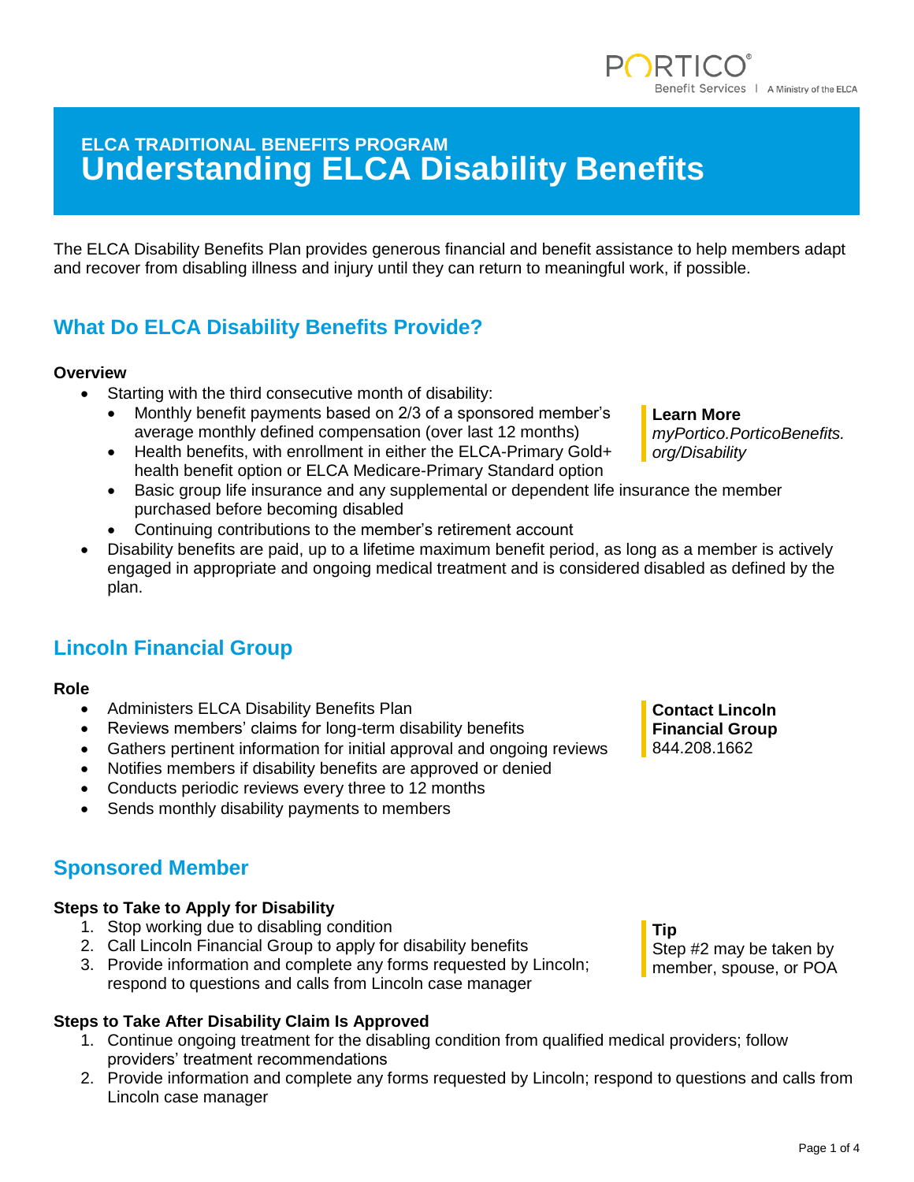ELCA TRADITIONAL BENEFITS PROGRAM

# Understanding ELCA Disability Benefits

The ELCA Disability Benefits Plan provides generous financial and benefit assistance to help members adapt and recover from disabling illness and injury until they can return to meaningful work, if possible.

## What Do ELCA Disability Benefits Provide?

**Overview**

- Starting with the third consecutive month of disability:
  - Monthly benefit payments based on 2/3 of a sponsored member's average monthly defined compensation (over last 12 months)
  - Health benefits, with enrollment in either the ELCA-Primary Gold+ health benefit option or ELCA Medicare-Primary Standard option
  - Basic group life insurance and any supplemental or dependent life insurance the member purchased before becoming disabled
  - Continuing contributions to the member's retirement account
- Disability benefits are paid, up to a lifetime maximum benefit period, as long as a member is actively engaged in appropriate and ongoing medical treatment and is considered disabled as defined by the plan.

**Learn More**
*myPortico.PorticoBenefits.org/Disability*

## Lincoln Financial Group

**Role**

- Administers ELCA Disability Benefits Plan
- Reviews members' claims for long-term disability benefits
- Gathers pertinent information for initial approval and ongoing reviews
- Notifies members if disability benefits are approved or denied
- Conducts periodic reviews every three to 12 months
- Sends monthly disability payments to members

**Contact Lincoln Financial Group**
844.208.1662

## Sponsored Member

**Steps to Take to Apply for Disability**

1. Stop working due to disabling condition
2. Call Lincoln Financial Group to apply for disability benefits
3. Provide information and complete any forms requested by Lincoln; respond to questions and calls from Lincoln case manager

**Tip**
Step #2 may be taken by member, spouse, or POA

**Steps to Take After Disability Claim Is Approved**

1. Continue ongoing treatment for the disabling condition from qualified medical providers; follow providers' treatment recommendations
2. Provide information and complete any forms requested by Lincoln; respond to questions and calls from Lincoln case manager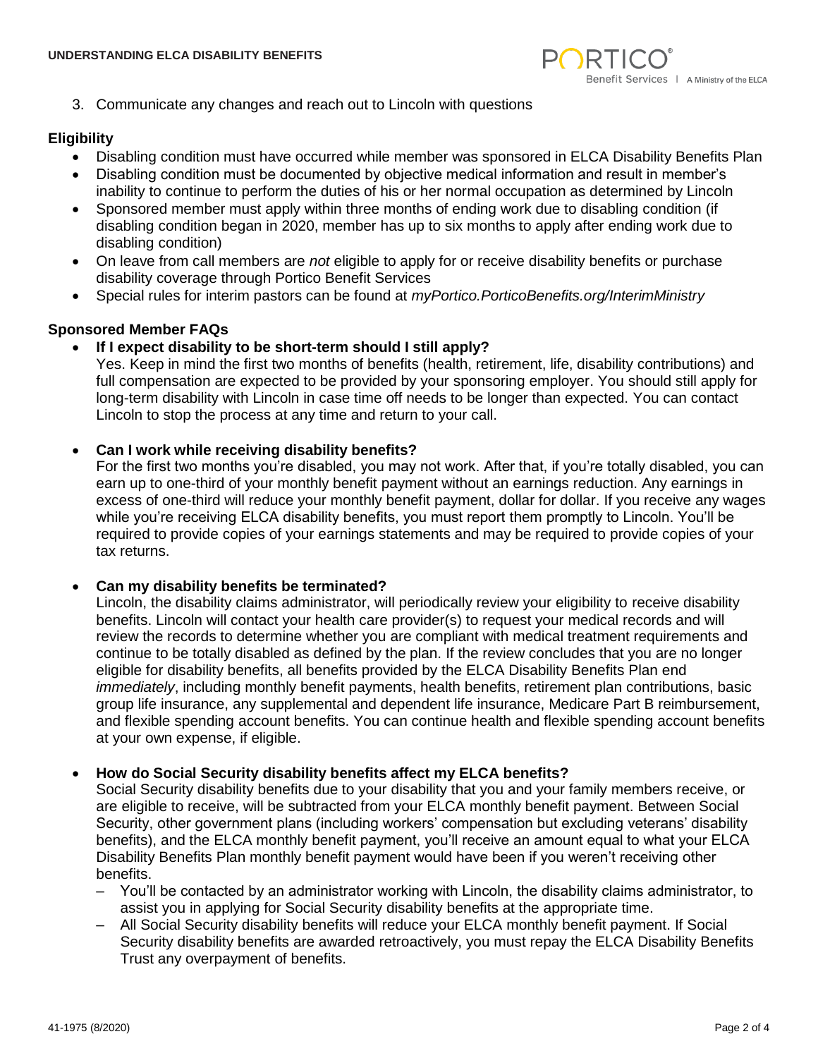3. Communicate any changes and reach out to Lincoln with questions

### Eligibility

- Disabling condition must have occurred while member was sponsored in ELCA Disability Benefits Plan
- Disabling condition must be documented by objective medical information and result in member's inability to continue to perform the duties of his or her normal occupation as determined by Lincoln
- Sponsored member must apply within three months of ending work due to disabling condition (if disabling condition began in 2020, member has up to six months to apply after ending work due to disabling condition)
- On leave from call members are *not* eligible to apply for or receive disability benefits or purchase disability coverage through Portico Benefit Services
- Special rules for interim pastors can be found at *myPortico.PorticoBenefits.org/InterimMinistry*

### Sponsored Member FAQs

- **If I expect disability to be short-term should I still apply?**
  Yes. Keep in mind the first two months of benefits (health, retirement, life, disability contributions) and full compensation are expected to be provided by your sponsoring employer. You should still apply for long-term disability with Lincoln in case time off needs to be longer than expected. You can contact Lincoln to stop the process at any time and return to your call.

- **Can I work while receiving disability benefits?**
  For the first two months you're disabled, you may not work. After that, if you're totally disabled, you can earn up to one-third of your monthly benefit payment without an earnings reduction. Any earnings in excess of one-third will reduce your monthly benefit payment, dollar for dollar. If you receive any wages while you're receiving ELCA disability benefits, you must report them promptly to Lincoln. You'll be required to provide copies of your earnings statements and may be required to provide copies of your tax returns.

- **Can my disability benefits be terminated?**
  Lincoln, the disability claims administrator, will periodically review your eligibility to receive disability benefits. Lincoln will contact your health care provider(s) to request your medical records and will review the records to determine whether you are compliant with medical treatment requirements and continue to be totally disabled as defined by the plan. If the review concludes that you are no longer eligible for disability benefits, all benefits provided by the ELCA Disability Benefits Plan end *immediately*, including monthly benefit payments, health benefits, retirement plan contributions, basic group life insurance, any supplemental and dependent life insurance, Medicare Part B reimbursement, and flexible spending account benefits. You can continue health and flexible spending account benefits at your own expense, if eligible.

- **How do Social Security disability benefits affect my ELCA benefits?**
  Social Security disability benefits due to your disability that you and your family members receive, or are eligible to receive, will be subtracted from your ELCA monthly benefit payment. Between Social Security, other government plans (including workers' compensation but excluding veterans' disability benefits), and the ELCA monthly benefit payment, you'll receive an amount equal to what your ELCA Disability Benefits Plan monthly benefit payment would have been if you weren't receiving other benefits.
  - You'll be contacted by an administrator working with Lincoln, the disability claims administrator, to assist you in applying for Social Security disability benefits at the appropriate time.
  - All Social Security disability benefits will reduce your ELCA monthly benefit payment. If Social Security disability benefits are awarded retroactively, you must repay the ELCA Disability Benefits Trust any overpayment of benefits.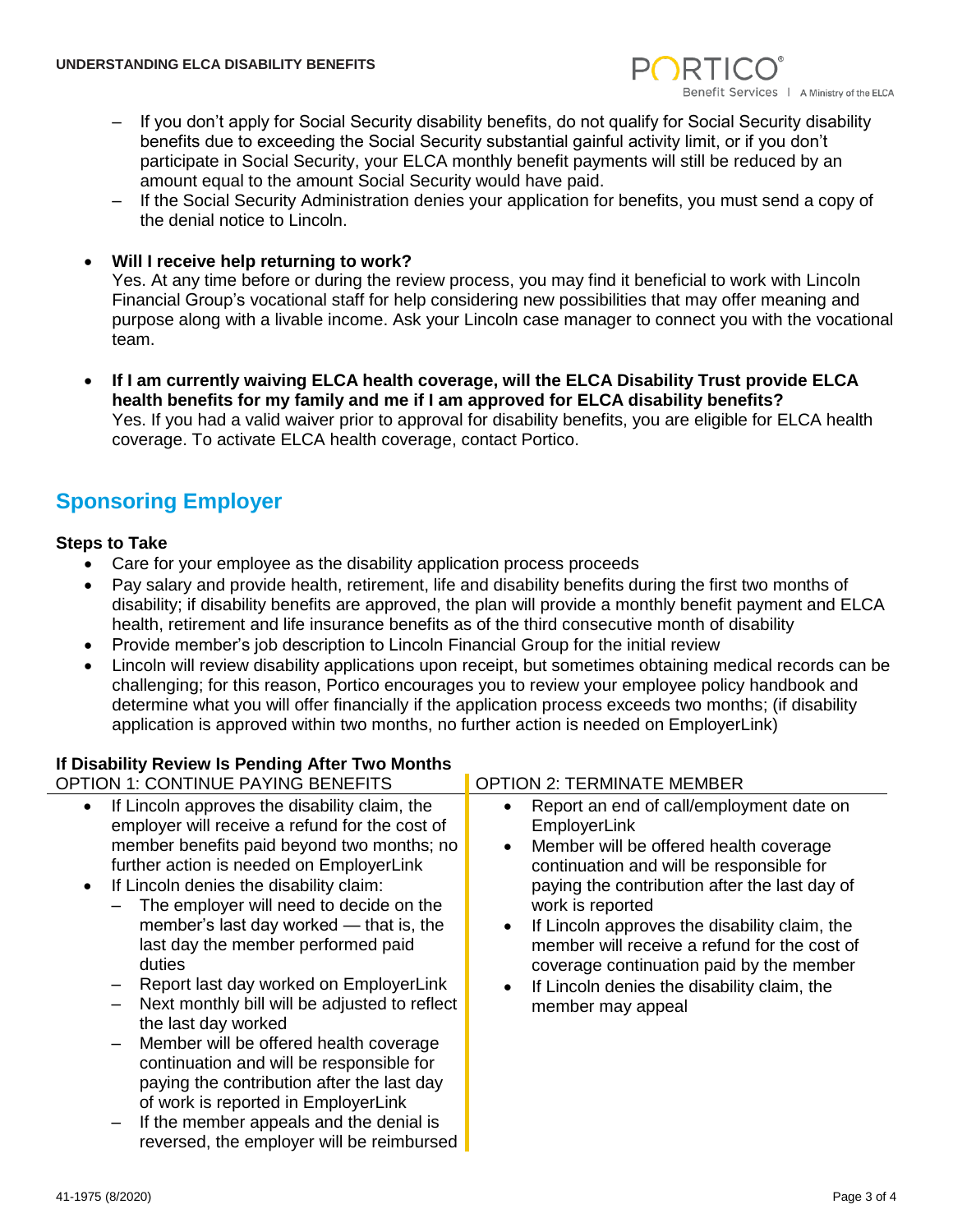- If you don't apply for Social Security disability benefits, do not qualify for Social Security disability benefits due to exceeding the Social Security substantial gainful activity limit, or if you don't participate in Social Security, your ELCA monthly benefit payments will still be reduced by an amount equal to the amount Social Security would have paid.
- If the Social Security Administration denies your application for benefits, you must send a copy of the denial notice to Lincoln.

- **Will I receive help returning to work?**
  Yes. At any time before or during the review process, you may find it beneficial to work with Lincoln Financial Group's vocational staff for help considering new possibilities that may offer meaning and purpose along with a livable income. Ask your Lincoln case manager to connect you with the vocational team.

- **If I am currently waiving ELCA health coverage, will the ELCA Disability Trust provide ELCA health benefits for my family and me if I am approved for ELCA disability benefits?**
  Yes. If you had a valid waiver prior to approval for disability benefits, you are eligible for ELCA health coverage. To activate ELCA health coverage, contact Portico.

## Sponsoring Employer

### Steps to Take

- Care for your employee as the disability application process proceeds
- Pay salary and provide health, retirement, life and disability benefits during the first two months of disability; if disability benefits are approved, the plan will provide a monthly benefit payment and ELCA health, retirement and life insurance benefits as of the third consecutive month of disability
- Provide member's job description to Lincoln Financial Group for the initial review
- Lincoln will review disability applications upon receipt, but sometimes obtaining medical records can be challenging; for this reason, Portico encourages you to review your employee policy handbook and determine what you will offer financially if the application process exceeds two months; (if disability application is approved within two months, no further action is needed on EmployerLink)

### If Disability Review Is Pending After Two Months

OPTION 1: CONTINUE PAYING BENEFITS

- If Lincoln approves the disability claim, the employer will receive a refund for the cost of member benefits paid beyond two months; no further action is needed on EmployerLink
- If Lincoln denies the disability claim:
  - The employer will need to decide on the member's last day worked — that is, the last day the member performed paid duties
  - Report last day worked on EmployerLink
  - Next monthly bill will be adjusted to reflect the last day worked
  - Member will be offered health coverage continuation and will be responsible for paying the contribution after the last day of work is reported in EmployerLink
  - If the member appeals and the denial is reversed, the employer will be reimbursed

OPTION 2: TERMINATE MEMBER

- Report an end of call/employment date on EmployerLink
- Member will be offered health coverage continuation and will be responsible for paying the contribution after the last day of work is reported
- If Lincoln approves the disability claim, the member will receive a refund for the cost of coverage continuation paid by the member
- If Lincoln denies the disability claim, the member may appeal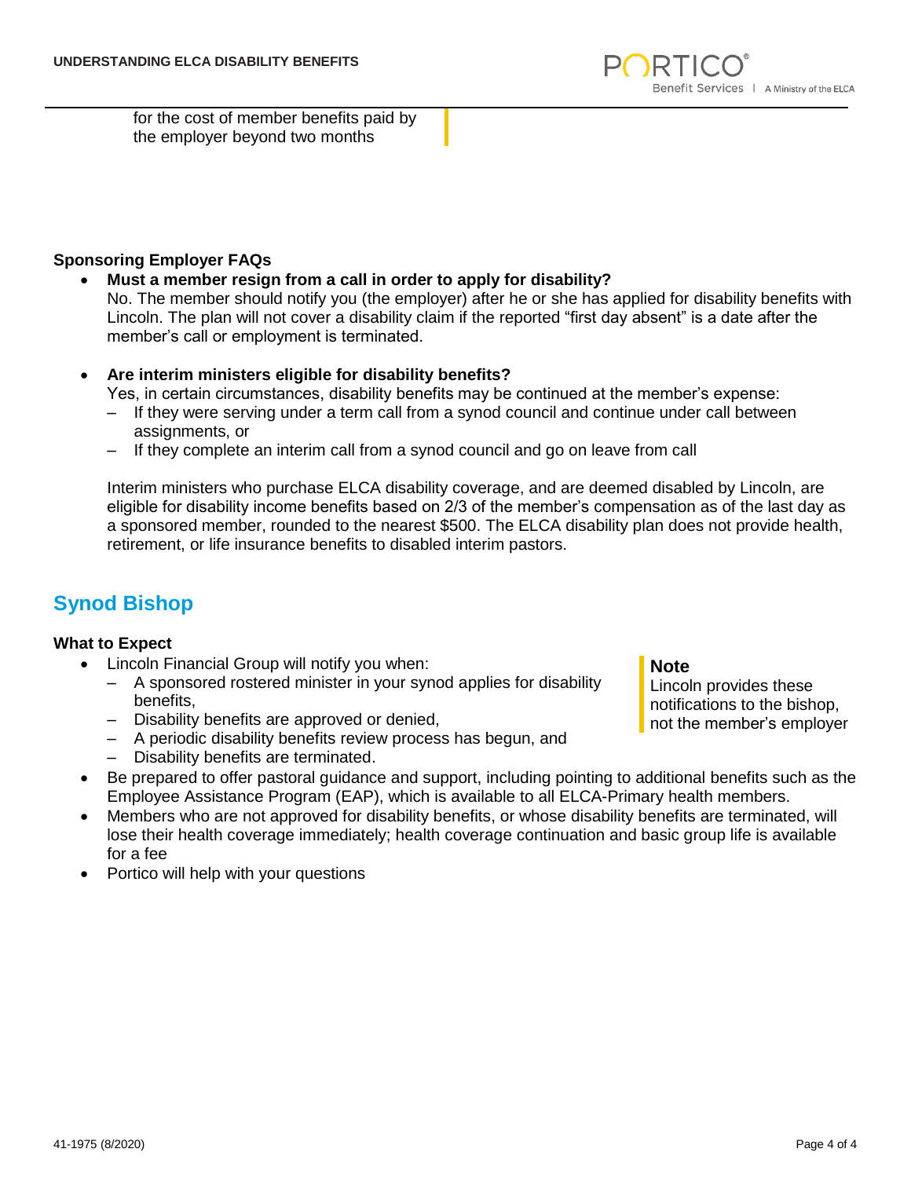for the cost of member benefits paid by the employer beyond two months

**Sponsoring Employer FAQs**

- **Must a member resign from a call in order to apply for disability?**
  No. The member should notify you (the employer) after he or she has applied for disability benefits with Lincoln. The plan will not cover a disability claim if the reported "first day absent" is a date after the member's call or employment is terminated.

- **Are interim ministers eligible for disability benefits?**
  Yes, in certain circumstances, disability benefits may be continued at the member's expense:
  - If they were serving under a term call from a synod council and continue under call between assignments, or
  - If they complete an interim call from a synod council and go on leave from call

  Interim ministers who purchase ELCA disability coverage, and are deemed disabled by Lincoln, are eligible for disability income benefits based on 2/3 of the member's compensation as of the last day as a sponsored member, rounded to the nearest $500. The ELCA disability plan does not provide health, retirement, or life insurance benefits to disabled interim pastors.

## Synod Bishop

**What to Expect**

- Lincoln Financial Group will notify you when:
  - A sponsored rostered minister in your synod applies for disability benefits,
  - Disability benefits are approved or denied,
  - A periodic disability benefits review process has begun, and
  - Disability benefits are terminated.
- Be prepared to offer pastoral guidance and support, including pointing to additional benefits such as the Employee Assistance Program (EAP), which is available to all ELCA-Primary health members.
- Members who are not approved for disability benefits, or whose disability benefits are terminated, will lose their health coverage immediately; health coverage continuation and basic group life is available for a fee
- Portico will help with your questions

**Note**
Lincoln provides these notifications to the bishop, not the member's employer